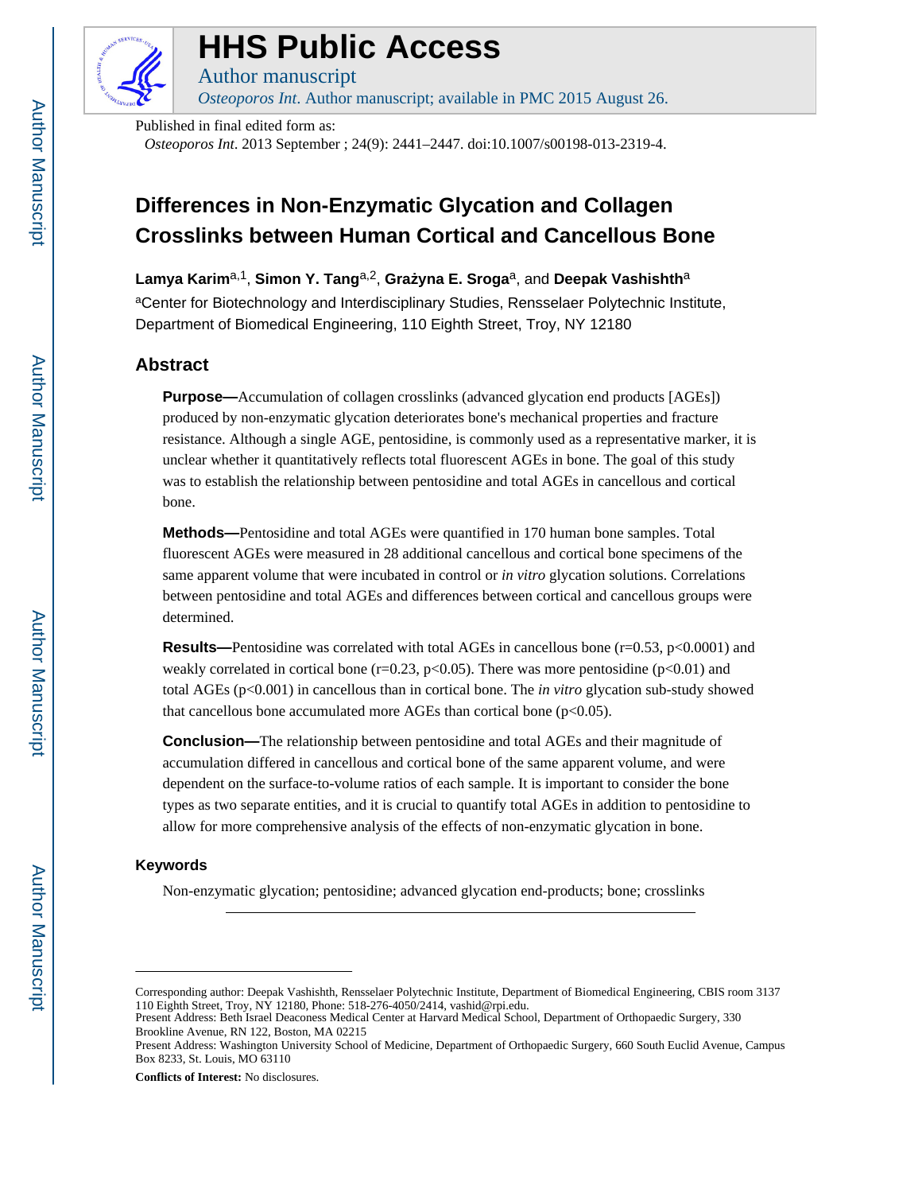# HHS Public Access

Author manuscript

*Osteoporos Int*. Author manuscript; available in PMC 2015 August 26.

Published in final edited form as:

*Osteoporos Int*. 2013 September ; 24(9): 2441–2447. doi:10.1007/s00198-013-2319-4.

## Differences in Non-Enzymatic Glycation and Collagen Crosslinks between Human Cortical and Cancellous Bone

**Lamya Karim**[a,1], **Simon Y. Tang**[a,2], **Grażyna E. Sroga**[a], and **Deepak Vashishth**[a]

[a]Center for Biotechnology and Interdisciplinary Studies, Rensselaer Polytechnic Institute, Department of Biomedical Engineering, 110 Eighth Street, Troy, NY 12180

## Abstract

**Purpose—**Accumulation of collagen crosslinks (advanced glycation end products [AGEs]) produced by non-enzymatic glycation deteriorates bone's mechanical properties and fracture resistance. Although a single AGE, pentosidine, is commonly used as a representative marker, it is unclear whether it quantitatively reflects total fluorescent AGEs in bone. The goal of this study was to establish the relationship between pentosidine and total AGEs in cancellous and cortical bone.

**Methods—**Pentosidine and total AGEs were quantified in 170 human bone samples. Total fluorescent AGEs were measured in 28 additional cancellous and cortical bone specimens of the same apparent volume that were incubated in control or *in vitro* glycation solutions. Correlations between pentosidine and total AGEs and differences between cortical and cancellous groups were determined.

**Results—**Pentosidine was correlated with total AGEs in cancellous bone ($r=0.53$, $p<0.0001$) and weakly correlated in cortical bone ($r=0.23$, $p<0.05$). There was more pentosidine ($p<0.01$) and total AGEs ($p<0.001$) in cancellous than in cortical bone. The *in vitro* glycation sub-study showed that cancellous bone accumulated more AGEs than cortical bone ($p<0.05$).

**Conclusion—**The relationship between pentosidine and total AGEs and their magnitude of accumulation differed in cancellous and cortical bone of the same apparent volume, and were dependent on the surface-to-volume ratios of each sample. It is important to consider the bone types as two separate entities, and it is crucial to quantify total AGEs in addition to pentosidine to allow for more comprehensive analysis of the effects of non-enzymatic glycation in bone.

### Keywords

Non-enzymatic glycation; pentosidine; advanced glycation end-products; bone; crosslinks

---

Corresponding author: Deepak Vashishth, Rensselaer Polytechnic Institute, Department of Biomedical Engineering, CBIS room 3137 110 Eighth Street, Troy, NY 12180, Phone: 518-276-4050/2414, vashid@rpi.edu.

Present Address: Beth Israel Deaconess Medical Center at Harvard Medical School, Department of Orthopaedic Surgery, 330 Brookline Avenue, RN 122, Boston, MA 02215

Present Address: Washington University School of Medicine, Department of Orthopaedic Surgery, 660 South Euclid Avenue, Campus Box 8233, St. Louis, MO 63110

**Conflicts of Interest:** No disclosures.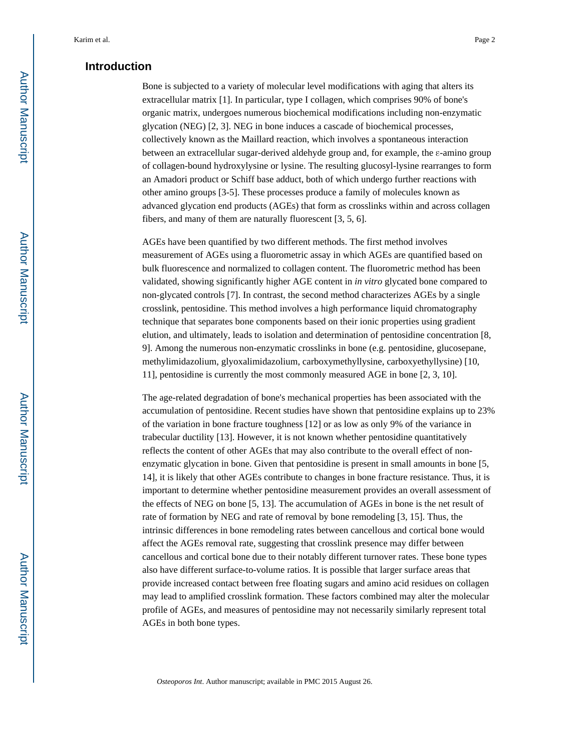## Introduction

Bone is subjected to a variety of molecular level modifications with aging that alters its extracellular matrix [1]. In particular, type I collagen, which comprises 90% of bone's organic matrix, undergoes numerous biochemical modifications including non-enzymatic glycation (NEG) [2, 3]. NEG in bone induces a cascade of biochemical processes, collectively known as the Maillard reaction, which involves a spontaneous interaction between an extracellular sugar-derived aldehyde group and, for example, the ε-amino group of collagen-bound hydroxylysine or lysine. The resulting glucosyl-lysine rearranges to form an Amadori product or Schiff base adduct, both of which undergo further reactions with other amino groups [3-5]. These processes produce a family of molecules known as advanced glycation end products (AGEs) that form as crosslinks within and across collagen fibers, and many of them are naturally fluorescent [3, 5, 6].

AGEs have been quantified by two different methods. The first method involves measurement of AGEs using a fluorometric assay in which AGEs are quantified based on bulk fluorescence and normalized to collagen content. The fluorometric method has been validated, showing significantly higher AGE content in *in vitro* glycated bone compared to non-glycated controls [7]. In contrast, the second method characterizes AGEs by a single crosslink, pentosidine. This method involves a high performance liquid chromatography technique that separates bone components based on their ionic properties using gradient elution, and ultimately, leads to isolation and determination of pentosidine concentration [8, 9]. Among the numerous non-enzymatic crosslinks in bone (e.g. pentosidine, glucosepane, methylimidazolium, glyoxalimidazolium, carboxymethyllysine, carboxyethyllysine) [10, 11], pentosidine is currently the most commonly measured AGE in bone [2, 3, 10].

The age-related degradation of bone's mechanical properties has been associated with the accumulation of pentosidine. Recent studies have shown that pentosidine explains up to 23% of the variation in bone fracture toughness [12] or as low as only 9% of the variance in trabecular ductility [13]. However, it is not known whether pentosidine quantitatively reflects the content of other AGEs that may also contribute to the overall effect of non-enzymatic glycation in bone. Given that pentosidine is present in small amounts in bone [5, 14], it is likely that other AGEs contribute to changes in bone fracture resistance. Thus, it is important to determine whether pentosidine measurement provides an overall assessment of the effects of NEG on bone [5, 13]. The accumulation of AGEs in bone is the net result of rate of formation by NEG and rate of removal by bone remodeling [3, 15]. Thus, the intrinsic differences in bone remodeling rates between cancellous and cortical bone would affect the AGEs removal rate, suggesting that crosslink presence may differ between cancellous and cortical bone due to their notably different turnover rates. These bone types also have different surface-to-volume ratios. It is possible that larger surface areas that provide increased contact between free floating sugars and amino acid residues on collagen may lead to amplified crosslink formation. These factors combined may alter the molecular profile of AGEs, and measures of pentosidine may not necessarily similarly represent total AGEs in both bone types.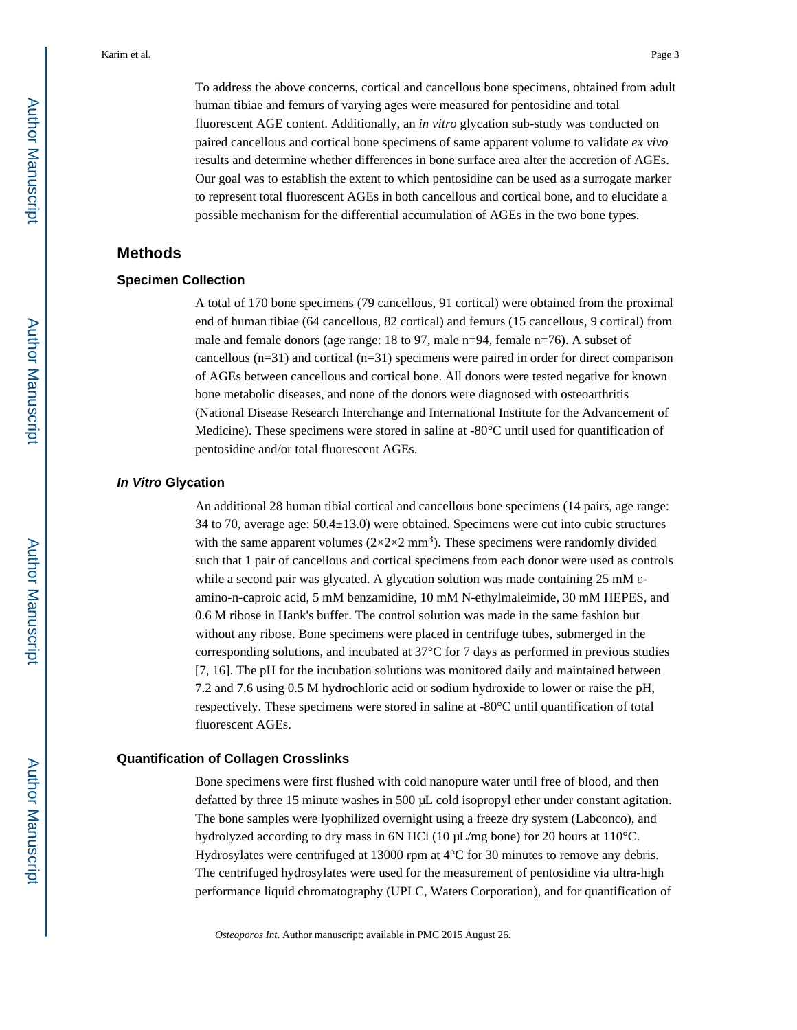To address the above concerns, cortical and cancellous bone specimens, obtained from adult human tibiae and femurs of varying ages were measured for pentosidine and total fluorescent AGE content. Additionally, an *in vitro* glycation sub-study was conducted on paired cancellous and cortical bone specimens of same apparent volume to validate *ex vivo* results and determine whether differences in bone surface area alter the accretion of AGEs. Our goal was to establish the extent to which pentosidine can be used as a surrogate marker to represent total fluorescent AGEs in both cancellous and cortical bone, and to elucidate a possible mechanism for the differential accumulation of AGEs in the two bone types.

## Methods

### Specimen Collection

A total of 170 bone specimens (79 cancellous, 91 cortical) were obtained from the proximal end of human tibiae (64 cancellous, 82 cortical) and femurs (15 cancellous, 9 cortical) from male and female donors (age range: 18 to 97, male n=94, female n=76). A subset of cancellous (n=31) and cortical (n=31) specimens were paired in order for direct comparison of AGEs between cancellous and cortical bone. All donors were tested negative for known bone metabolic diseases, and none of the donors were diagnosed with osteoarthritis (National Disease Research Interchange and International Institute for the Advancement of Medicine). These specimens were stored in saline at -80°C until used for quantification of pentosidine and/or total fluorescent AGEs.

### *In Vitro* Glycation

An additional 28 human tibial cortical and cancellous bone specimens (14 pairs, age range: 34 to 70, average age: 50.4±13.0) were obtained. Specimens were cut into cubic structures with the same apparent volumes ($2\times2\times2$ $mm^3$). These specimens were randomly divided such that 1 pair of cancellous and cortical specimens from each donor were used as controls while a second pair was glycated. A glycation solution was made containing 25 mM ε-amino-n-caproic acid, 5 mM benzamidine, 10 mM N-ethylmaleimide, 30 mM HEPES, and 0.6 M ribose in Hank's buffer. The control solution was made in the same fashion but without any ribose. Bone specimens were placed in centrifuge tubes, submerged in the corresponding solutions, and incubated at 37°C for 7 days as performed in previous studies [7, 16]. The pH for the incubation solutions was monitored daily and maintained between 7.2 and 7.6 using 0.5 M hydrochloric acid or sodium hydroxide to lower or raise the pH, respectively. These specimens were stored in saline at -80°C until quantification of total fluorescent AGEs.

### Quantification of Collagen Crosslinks

Bone specimens were first flushed with cold nanopure water until free of blood, and then defatted by three 15 minute washes in 500 μL cold isopropyl ether under constant agitation. The bone samples were lyophilized overnight using a freeze dry system (Labconco), and hydrolyzed according to dry mass in 6N HCl (10 μL/mg bone) for 20 hours at 110°C. Hydrosylates were centrifuged at 13000 rpm at 4°C for 30 minutes to remove any debris. The centrifuged hydrosylates were used for the measurement of pentosidine via ultra-high performance liquid chromatography (UPLC, Waters Corporation), and for quantification of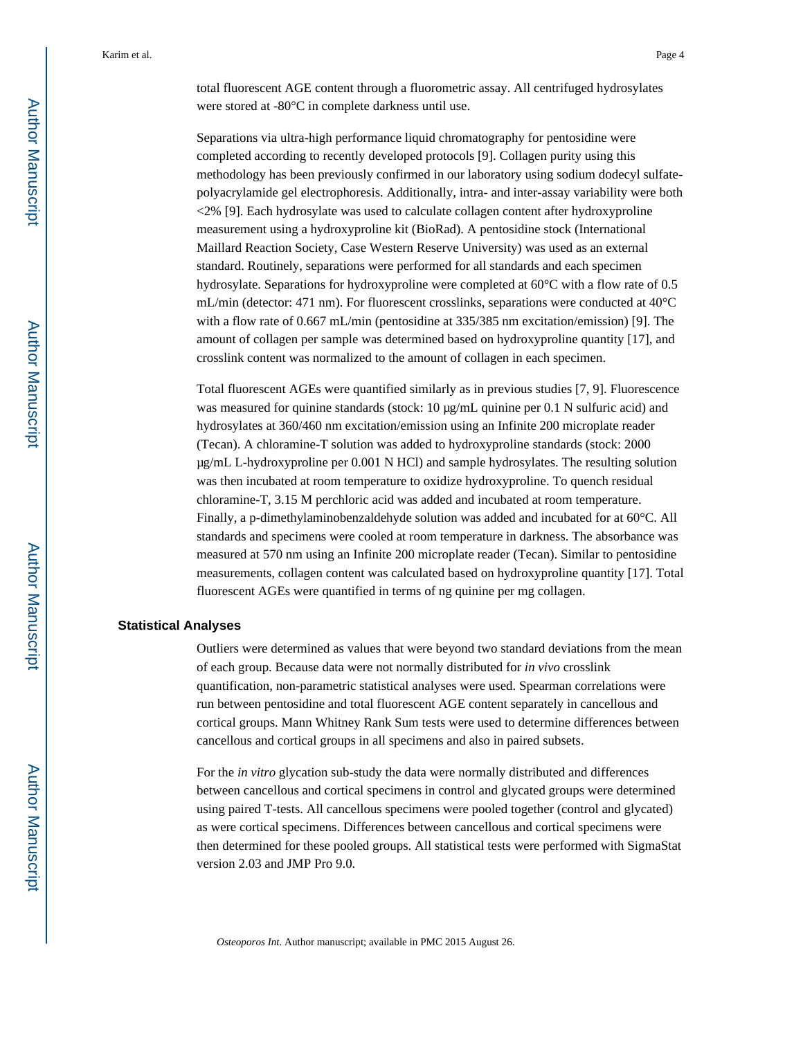total fluorescent AGE content through a fluorometric assay. All centrifuged hydrosylates were stored at -80°C in complete darkness until use.

Separations via ultra-high performance liquid chromatography for pentosidine were completed according to recently developed protocols [9]. Collagen purity using this methodology has been previously confirmed in our laboratory using sodium dodecyl sulfate-polyacrylamide gel electrophoresis. Additionally, intra- and inter-assay variability were both <2% [9]. Each hydrosylate was used to calculate collagen content after hydroxyproline measurement using a hydroxyproline kit (BioRad). A pentosidine stock (International Maillard Reaction Society, Case Western Reserve University) was used as an external standard. Routinely, separations were performed for all standards and each specimen hydrosylate. Separations for hydroxyproline were completed at 60°C with a flow rate of 0.5 mL/min (detector: 471 nm). For fluorescent crosslinks, separations were conducted at 40°C with a flow rate of 0.667 mL/min (pentosidine at 335/385 nm excitation/emission) [9]. The amount of collagen per sample was determined based on hydroxyproline quantity [17], and crosslink content was normalized to the amount of collagen in each specimen.

Total fluorescent AGEs were quantified similarly as in previous studies [7, 9]. Fluorescence was measured for quinine standards (stock: 10 μg/mL quinine per 0.1 N sulfuric acid) and hydrosylates at 360/460 nm excitation/emission using an Infinite 200 microplate reader (Tecan). A chloramine-T solution was added to hydroxyproline standards (stock: 2000 μg/mL L-hydroxyproline per 0.001 N HCl) and sample hydrosylates. The resulting solution was then incubated at room temperature to oxidize hydroxyproline. To quench residual chloramine-T, 3.15 M perchloric acid was added and incubated at room temperature. Finally, a p-dimethylaminobenzaldehyde solution was added and incubated for at 60°C. All standards and specimens were cooled at room temperature in darkness. The absorbance was measured at 570 nm using an Infinite 200 microplate reader (Tecan). Similar to pentosidine measurements, collagen content was calculated based on hydroxyproline quantity [17]. Total fluorescent AGEs were quantified in terms of ng quinine per mg collagen.

## Statistical Analyses

Outliers were determined as values that were beyond two standard deviations from the mean of each group. Because data were not normally distributed for *in vivo* crosslink quantification, non-parametric statistical analyses were used. Spearman correlations were run between pentosidine and total fluorescent AGE content separately in cancellous and cortical groups. Mann Whitney Rank Sum tests were used to determine differences between cancellous and cortical groups in all specimens and also in paired subsets.

For the *in vitro* glycation sub-study the data were normally distributed and differences between cancellous and cortical specimens in control and glycated groups were determined using paired T-tests. All cancellous specimens were pooled together (control and glycated) as were cortical specimens. Differences between cancellous and cortical specimens were then determined for these pooled groups. All statistical tests were performed with SigmaStat version 2.03 and JMP Pro 9.0.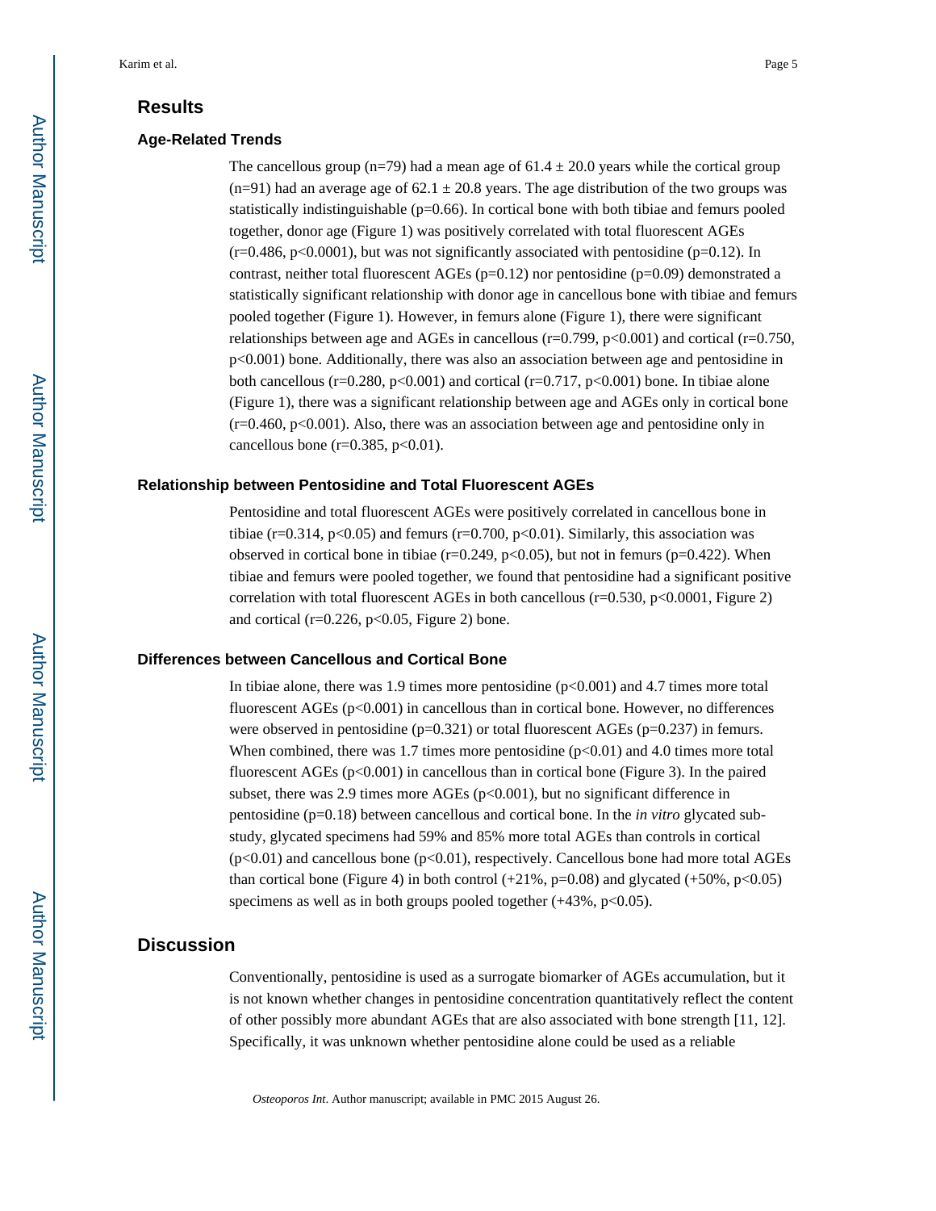## Results

### Age-Related Trends

The cancellous group (n=79) had a mean age of 61.4 ± 20.0 years while the cortical group (n=91) had an average age of 62.1 ± 20.8 years. The age distribution of the two groups was statistically indistinguishable (p=0.66). In cortical bone with both tibiae and femurs pooled together, donor age (Figure 1) was positively correlated with total fluorescent AGEs (r=0.486, p<0.0001), but was not significantly associated with pentosidine (p=0.12). In contrast, neither total fluorescent AGEs (p=0.12) nor pentosidine (p=0.09) demonstrated a statistically significant relationship with donor age in cancellous bone with tibiae and femurs pooled together (Figure 1). However, in femurs alone (Figure 1), there were significant relationships between age and AGEs in cancellous (r=0.799, p<0.001) and cortical (r=0.750, p<0.001) bone. Additionally, there was also an association between age and pentosidine in both cancellous (r=0.280, p<0.001) and cortical (r=0.717, p<0.001) bone. In tibiae alone (Figure 1), there was a significant relationship between age and AGEs only in cortical bone (r=0.460, p<0.001). Also, there was an association between age and pentosidine only in cancellous bone (r=0.385, p<0.01).

### Relationship between Pentosidine and Total Fluorescent AGEs

Pentosidine and total fluorescent AGEs were positively correlated in cancellous bone in tibiae (r=0.314, p<0.05) and femurs (r=0.700, p<0.01). Similarly, this association was observed in cortical bone in tibiae (r=0.249, p<0.05), but not in femurs (p=0.422). When tibiae and femurs were pooled together, we found that pentosidine had a significant positive correlation with total fluorescent AGEs in both cancellous (r=0.530, p<0.0001, Figure 2) and cortical (r=0.226, p<0.05, Figure 2) bone.

### Differences between Cancellous and Cortical Bone

In tibiae alone, there was 1.9 times more pentosidine (p<0.001) and 4.7 times more total fluorescent AGEs (p<0.001) in cancellous than in cortical bone. However, no differences were observed in pentosidine (p=0.321) or total fluorescent AGEs (p=0.237) in femurs. When combined, there was 1.7 times more pentosidine (p<0.01) and 4.0 times more total fluorescent AGEs (p<0.001) in cancellous than in cortical bone (Figure 3). In the paired subset, there was 2.9 times more AGEs (p<0.001), but no significant difference in pentosidine (p=0.18) between cancellous and cortical bone. In the *in vitro* glycated sub-study, glycated specimens had 59% and 85% more total AGEs than controls in cortical (p<0.01) and cancellous bone (p<0.01), respectively. Cancellous bone had more total AGEs than cortical bone (Figure 4) in both control (+21%, p=0.08) and glycated (+50%, p<0.05) specimens as well as in both groups pooled together (+43%, p<0.05).

## Discussion

Conventionally, pentosidine is used as a surrogate biomarker of AGEs accumulation, but it is not known whether changes in pentosidine concentration quantitatively reflect the content of other possibly more abundant AGEs that are also associated with bone strength [11, 12]. Specifically, it was unknown whether pentosidine alone could be used as a reliable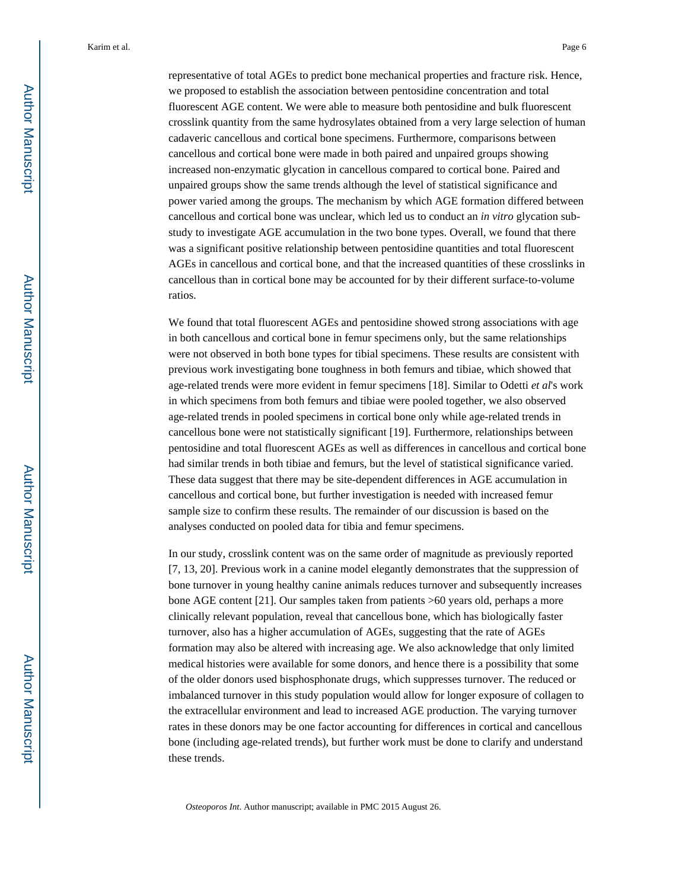representative of total AGEs to predict bone mechanical properties and fracture risk. Hence, we proposed to establish the association between pentosidine concentration and total fluorescent AGE content. We were able to measure both pentosidine and bulk fluorescent crosslink quantity from the same hydrosylates obtained from a very large selection of human cadaveric cancellous and cortical bone specimens. Furthermore, comparisons between cancellous and cortical bone were made in both paired and unpaired groups showing increased non-enzymatic glycation in cancellous compared to cortical bone. Paired and unpaired groups show the same trends although the level of statistical significance and power varied among the groups. The mechanism by which AGE formation differed between cancellous and cortical bone was unclear, which led us to conduct an *in vitro* glycation sub-study to investigate AGE accumulation in the two bone types. Overall, we found that there was a significant positive relationship between pentosidine quantities and total fluorescent AGEs in cancellous and cortical bone, and that the increased quantities of these crosslinks in cancellous than in cortical bone may be accounted for by their different surface-to-volume ratios.

We found that total fluorescent AGEs and pentosidine showed strong associations with age in both cancellous and cortical bone in femur specimens only, but the same relationships were not observed in both bone types for tibial specimens. These results are consistent with previous work investigating bone toughness in both femurs and tibiae, which showed that age-related trends were more evident in femur specimens [18]. Similar to Odetti *et al*'s work in which specimens from both femurs and tibiae were pooled together, we also observed age-related trends in pooled specimens in cortical bone only while age-related trends in cancellous bone were not statistically significant [19]. Furthermore, relationships between pentosidine and total fluorescent AGEs as well as differences in cancellous and cortical bone had similar trends in both tibiae and femurs, but the level of statistical significance varied. These data suggest that there may be site-dependent differences in AGE accumulation in cancellous and cortical bone, but further investigation is needed with increased femur sample size to confirm these results. The remainder of our discussion is based on the analyses conducted on pooled data for tibia and femur specimens.

In our study, crosslink content was on the same order of magnitude as previously reported [7, 13, 20]. Previous work in a canine model elegantly demonstrates that the suppression of bone turnover in young healthy canine animals reduces turnover and subsequently increases bone AGE content [21]. Our samples taken from patients >60 years old, perhaps a more clinically relevant population, reveal that cancellous bone, which has biologically faster turnover, also has a higher accumulation of AGEs, suggesting that the rate of AGEs formation may also be altered with increasing age. We also acknowledge that only limited medical histories were available for some donors, and hence there is a possibility that some of the older donors used bisphosphonate drugs, which suppresses turnover. The reduced or imbalanced turnover in this study population would allow for longer exposure of collagen to the extracellular environment and lead to increased AGE production. The varying turnover rates in these donors may be one factor accounting for differences in cortical and cancellous bone (including age-related trends), but further work must be done to clarify and understand these trends.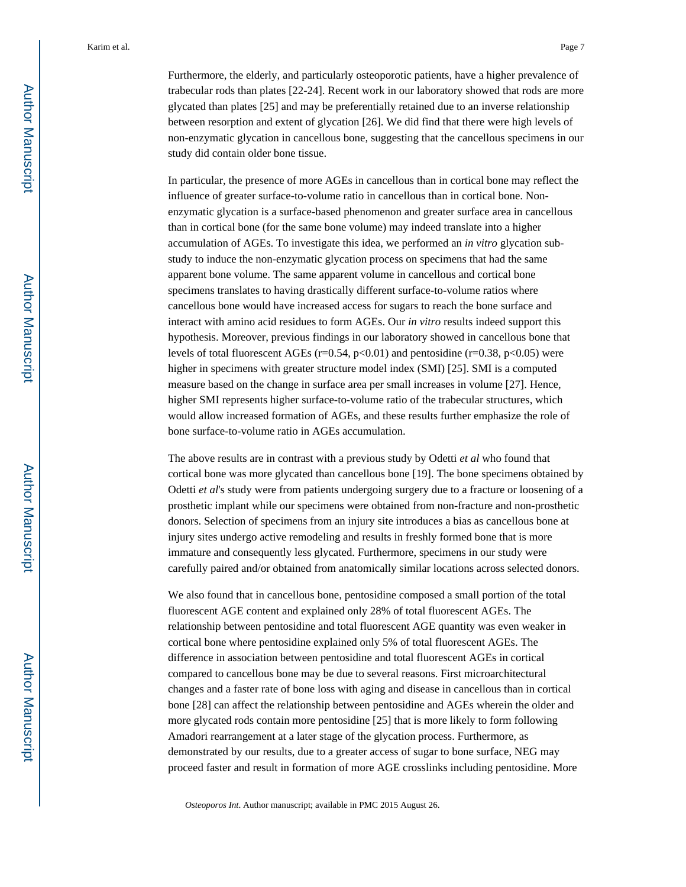Furthermore, the elderly, and particularly osteoporotic patients, have a higher prevalence of trabecular rods than plates [22-24]. Recent work in our laboratory showed that rods are more glycated than plates [25] and may be preferentially retained due to an inverse relationship between resorption and extent of glycation [26]. We did find that there were high levels of non-enzymatic glycation in cancellous bone, suggesting that the cancellous specimens in our study did contain older bone tissue.

In particular, the presence of more AGEs in cancellous than in cortical bone may reflect the influence of greater surface-to-volume ratio in cancellous than in cortical bone. Non-enzymatic glycation is a surface-based phenomenon and greater surface area in cancellous than in cortical bone (for the same bone volume) may indeed translate into a higher accumulation of AGEs. To investigate this idea, we performed an *in vitro* glycation sub-study to induce the non-enzymatic glycation process on specimens that had the same apparent bone volume. The same apparent volume in cancellous and cortical bone specimens translates to having drastically different surface-to-volume ratios where cancellous bone would have increased access for sugars to reach the bone surface and interact with amino acid residues to form AGEs. Our *in vitro* results indeed support this hypothesis. Moreover, previous findings in our laboratory showed in cancellous bone that levels of total fluorescent AGEs ($r=0.54$, $p<0.01$) and pentosidine ($r=0.38$, $p<0.05$) were higher in specimens with greater structure model index (SMI) [25]. SMI is a computed measure based on the change in surface area per small increases in volume [27]. Hence, higher SMI represents higher surface-to-volume ratio of the trabecular structures, which would allow increased formation of AGEs, and these results further emphasize the role of bone surface-to-volume ratio in AGEs accumulation.

The above results are in contrast with a previous study by Odetti *et al* who found that cortical bone was more glycated than cancellous bone [19]. The bone specimens obtained by Odetti *et al*'s study were from patients undergoing surgery due to a fracture or loosening of a prosthetic implant while our specimens were obtained from non-fracture and non-prosthetic donors. Selection of specimens from an injury site introduces a bias as cancellous bone at injury sites undergo active remodeling and results in freshly formed bone that is more immature and consequently less glycated. Furthermore, specimens in our study were carefully paired and/or obtained from anatomically similar locations across selected donors.

We also found that in cancellous bone, pentosidine composed a small portion of the total fluorescent AGE content and explained only 28% of total fluorescent AGEs. The relationship between pentosidine and total fluorescent AGE quantity was even weaker in cortical bone where pentosidine explained only 5% of total fluorescent AGEs. The difference in association between pentosidine and total fluorescent AGEs in cortical compared to cancellous bone may be due to several reasons. First microarchitectural changes and a faster rate of bone loss with aging and disease in cancellous than in cortical bone [28] can affect the relationship between pentosidine and AGEs wherein the older and more glycated rods contain more pentosidine [25] that is more likely to form following Amadori rearrangement at a later stage of the glycation process. Furthermore, as demonstrated by our results, due to a greater access of sugar to bone surface, NEG may proceed faster and result in formation of more AGE crosslinks including pentosidine. More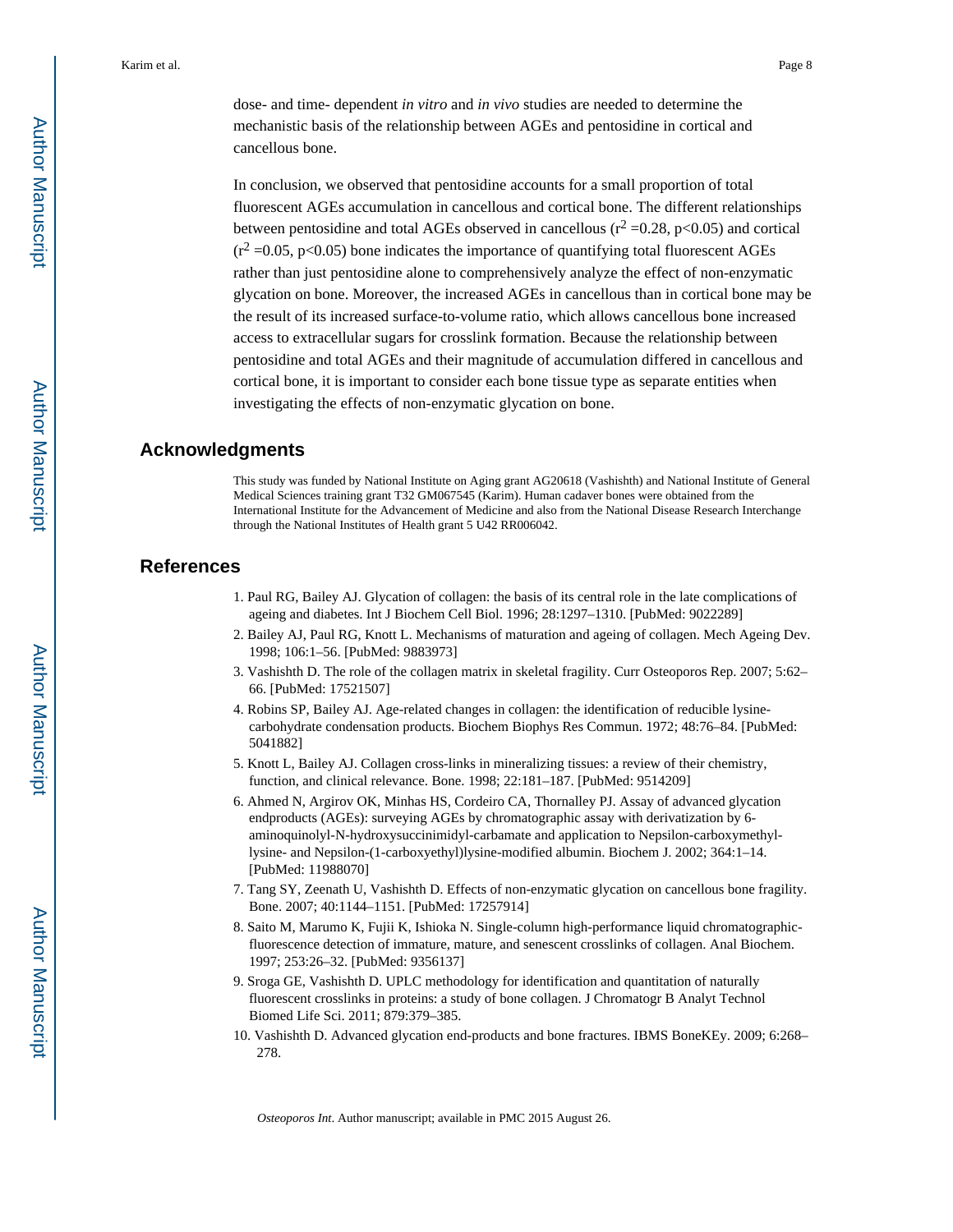dose- and time- dependent *in vitro* and *in vivo* studies are needed to determine the mechanistic basis of the relationship between AGEs and pentosidine in cortical and cancellous bone.

In conclusion, we observed that pentosidine accounts for a small proportion of total fluorescent AGEs accumulation in cancellous and cortical bone. The different relationships between pentosidine and total AGEs observed in cancellous ($r^2 = 0.28$, $p<0.05$) and cortical ($r^2 = 0.05$, $p<0.05$) bone indicates the importance of quantifying total fluorescent AGEs rather than just pentosidine alone to comprehensively analyze the effect of non-enzymatic glycation on bone. Moreover, the increased AGEs in cancellous than in cortical bone may be the result of its increased surface-to-volume ratio, which allows cancellous bone increased access to extracellular sugars for crosslink formation. Because the relationship between pentosidine and total AGEs and their magnitude of accumulation differed in cancellous and cortical bone, it is important to consider each bone tissue type as separate entities when investigating the effects of non-enzymatic glycation on bone.

## Acknowledgments

This study was funded by National Institute on Aging grant AG20618 (Vashishth) and National Institute of General Medical Sciences training grant T32 GM067545 (Karim). Human cadaver bones were obtained from the International Institute for the Advancement of Medicine and also from the National Disease Research Interchange through the National Institutes of Health grant 5 U42 RR006042.

## References

1. Paul RG, Bailey AJ. Glycation of collagen: the basis of its central role in the late complications of ageing and diabetes. Int J Biochem Cell Biol. 1996; 28:1297–1310. [PubMed: 9022289]
2. Bailey AJ, Paul RG, Knott L. Mechanisms of maturation and ageing of collagen. Mech Ageing Dev. 1998; 106:1–56. [PubMed: 9883973]
3. Vashishth D. The role of the collagen matrix in skeletal fragility. Curr Osteoporos Rep. 2007; 5:62–66. [PubMed: 17521507]
4. Robins SP, Bailey AJ. Age-related changes in collagen: the identification of reducible lysine-carbohydrate condensation products. Biochem Biophys Res Commun. 1972; 48:76–84. [PubMed: 5041882]
5. Knott L, Bailey AJ. Collagen cross-links in mineralizing tissues: a review of their chemistry, function, and clinical relevance. Bone. 1998; 22:181–187. [PubMed: 9514209]
6. Ahmed N, Argirov OK, Minhas HS, Cordeiro CA, Thornalley PJ. Assay of advanced glycation endproducts (AGEs): surveying AGEs by chromatographic assay with derivatization by 6-aminoquinolyl-N-hydroxysuccinimidyl-carbamate and application to Nepsilon-carboxymethyl-lysine- and Nepsilon-(1-carboxyethyl)lysine-modified albumin. Biochem J. 2002; 364:1–14. [PubMed: 11988070]
7. Tang SY, Zeenath U, Vashishth D. Effects of non-enzymatic glycation on cancellous bone fragility. Bone. 2007; 40:1144–1151. [PubMed: 17257914]
8. Saito M, Marumo K, Fujii K, Ishioka N. Single-column high-performance liquid chromatographic-fluorescence detection of immature, mature, and senescent crosslinks of collagen. Anal Biochem. 1997; 253:26–32. [PubMed: 9356137]
9. Sroga GE, Vashishth D. UPLC methodology for identification and quantitation of naturally fluorescent crosslinks in proteins: a study of bone collagen. J Chromatogr B Analyt Technol Biomed Life Sci. 2011; 879:379–385.
10. Vashishth D. Advanced glycation end-products and bone fractures. IBMS BoneKEy. 2009; 6:268–278.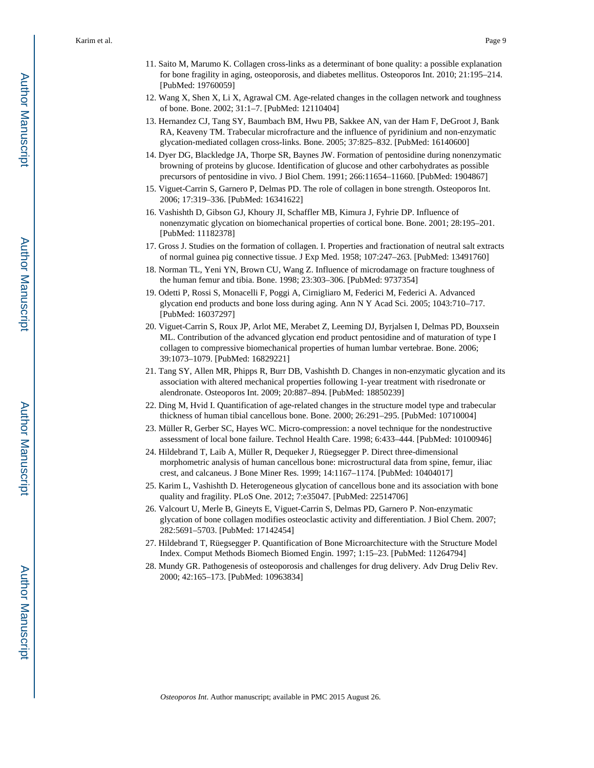11. Saito M, Marumo K. Collagen cross-links as a determinant of bone quality: a possible explanation for bone fragility in aging, osteoporosis, and diabetes mellitus. Osteoporos Int. 2010; 21:195–214. [PubMed: 19760059]
12. Wang X, Shen X, Li X, Agrawal CM. Age-related changes in the collagen network and toughness of bone. Bone. 2002; 31:1–7. [PubMed: 12110404]
13. Hernandez CJ, Tang SY, Baumbach BM, Hwu PB, Sakkee AN, van der Ham F, DeGroot J, Bank RA, Keaveny TM. Trabecular microfracture and the influence of pyridinium and non-enzymatic glycation-mediated collagen cross-links. Bone. 2005; 37:825–832. [PubMed: 16140600]
14. Dyer DG, Blackledge JA, Thorpe SR, Baynes JW. Formation of pentosidine during nonenzymatic browning of proteins by glucose. Identification of glucose and other carbohydrates as possible precursors of pentosidine in vivo. J Biol Chem. 1991; 266:11654–11660. [PubMed: 1904867]
15. Viguet-Carrin S, Garnero P, Delmas PD. The role of collagen in bone strength. Osteoporos Int. 2006; 17:319–336. [PubMed: 16341622]
16. Vashishth D, Gibson GJ, Khoury JI, Schaffler MB, Kimura J, Fyhrie DP. Influence of nonenzymatic glycation on biomechanical properties of cortical bone. Bone. 2001; 28:195–201. [PubMed: 11182378]
17. Gross J. Studies on the formation of collagen. I. Properties and fractionation of neutral salt extracts of normal guinea pig connective tissue. J Exp Med. 1958; 107:247–263. [PubMed: 13491760]
18. Norman TL, Yeni YN, Brown CU, Wang Z. Influence of microdamage on fracture toughness of the human femur and tibia. Bone. 1998; 23:303–306. [PubMed: 9737354]
19. Odetti P, Rossi S, Monacelli F, Poggi A, Cirnigliaro M, Federici M, Federici A. Advanced glycation end products and bone loss during aging. Ann N Y Acad Sci. 2005; 1043:710–717. [PubMed: 16037297]
20. Viguet-Carrin S, Roux JP, Arlot ME, Merabet Z, Leeming DJ, Byrjalsen I, Delmas PD, Bouxsein ML. Contribution of the advanced glycation end product pentosidine and of maturation of type I collagen to compressive biomechanical properties of human lumbar vertebrae. Bone. 2006; 39:1073–1079. [PubMed: 16829221]
21. Tang SY, Allen MR, Phipps R, Burr DB, Vashishth D. Changes in non-enzymatic glycation and its association with altered mechanical properties following 1-year treatment with risedronate or alendronate. Osteoporos Int. 2009; 20:887–894. [PubMed: 18850239]
22. Ding M, Hvid I. Quantification of age-related changes in the structure model type and trabecular thickness of human tibial cancellous bone. Bone. 2000; 26:291–295. [PubMed: 10710004]
23. Müller R, Gerber SC, Hayes WC. Micro-compression: a novel technique for the nondestructive assessment of local bone failure. Technol Health Care. 1998; 6:433–444. [PubMed: 10100946]
24. Hildebrand T, Laib A, Müller R, Dequeker J, Rüegsegger P. Direct three-dimensional morphometric analysis of human cancellous bone: microstructural data from spine, femur, iliac crest, and calcaneus. J Bone Miner Res. 1999; 14:1167–1174. [PubMed: 10404017]
25. Karim L, Vashishth D. Heterogeneous glycation of cancellous bone and its association with bone quality and fragility. PLoS One. 2012; 7:e35047. [PubMed: 22514706]
26. Valcourt U, Merle B, Gineyts E, Viguet-Carrin S, Delmas PD, Garnero P. Non-enzymatic glycation of bone collagen modifies osteoclastic activity and differentiation. J Biol Chem. 2007; 282:5691–5703. [PubMed: 17142454]
27. Hildebrand T, Rüegsegger P. Quantification of Bone Microarchitecture with the Structure Model Index. Comput Methods Biomech Biomed Engin. 1997; 1:15–23. [PubMed: 11264794]
28. Mundy GR. Pathogenesis of osteoporosis and challenges for drug delivery. Adv Drug Deliv Rev. 2000; 42:165–173. [PubMed: 10963834]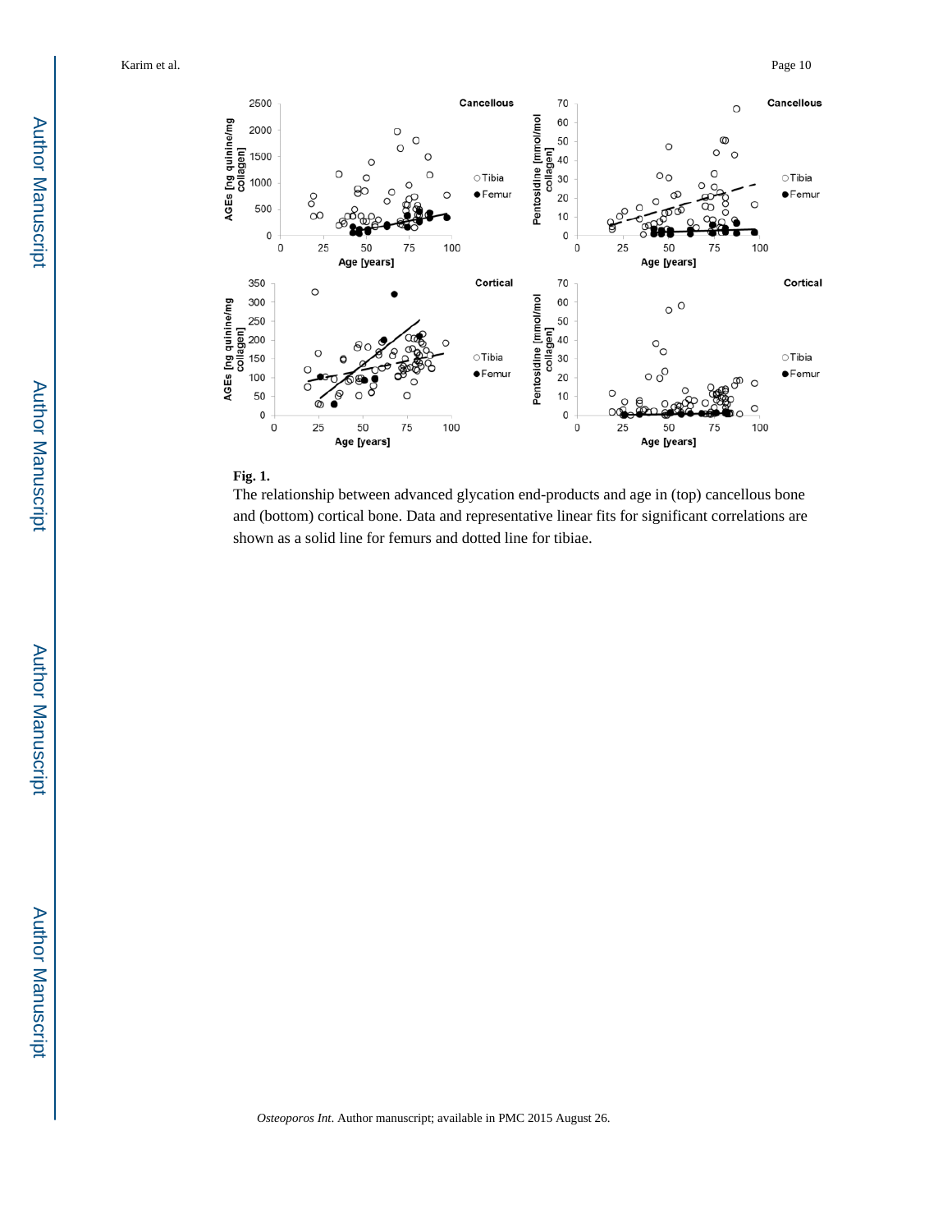**Fig. 1.**

The relationship between advanced glycation end-products and age in (top) cancellous bone and (bottom) cortical bone. Data and representative linear fits for significant correlations are shown as a solid line for femurs and dotted line for tibiae.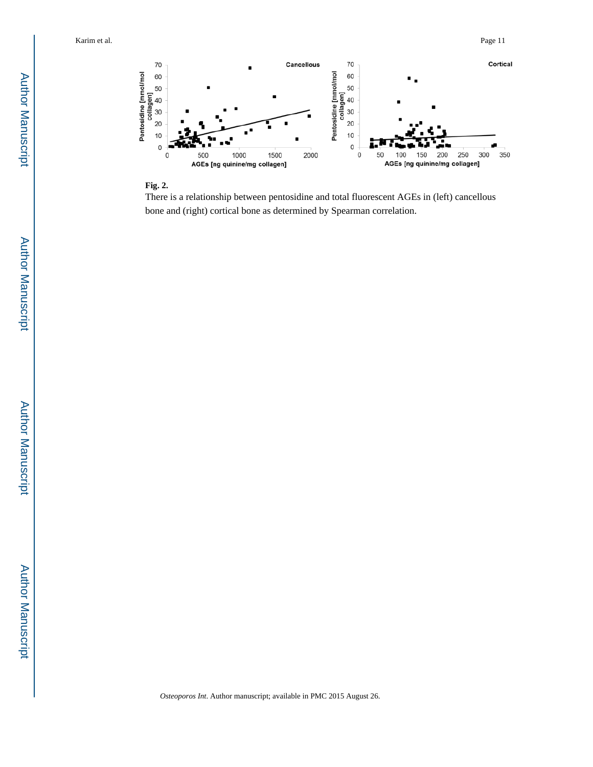**Fig. 2.**

There is a relationship between pentosidine and total fluorescent AGEs in (left) cancellous bone and (right) cortical bone as determined by Spearman correlation.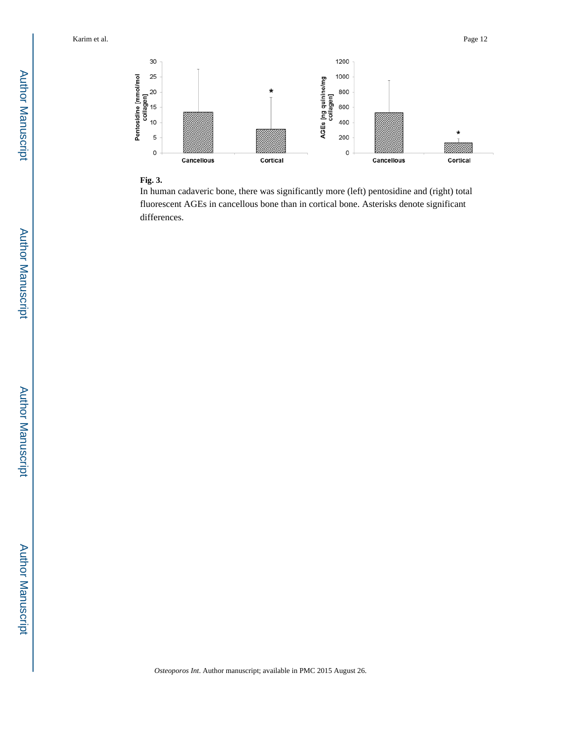**Fig. 3.**

In human cadaveric bone, there was significantly more (left) pentosidine and (right) total fluorescent AGEs in cancellous bone than in cortical bone. Asterisks denote significant differences.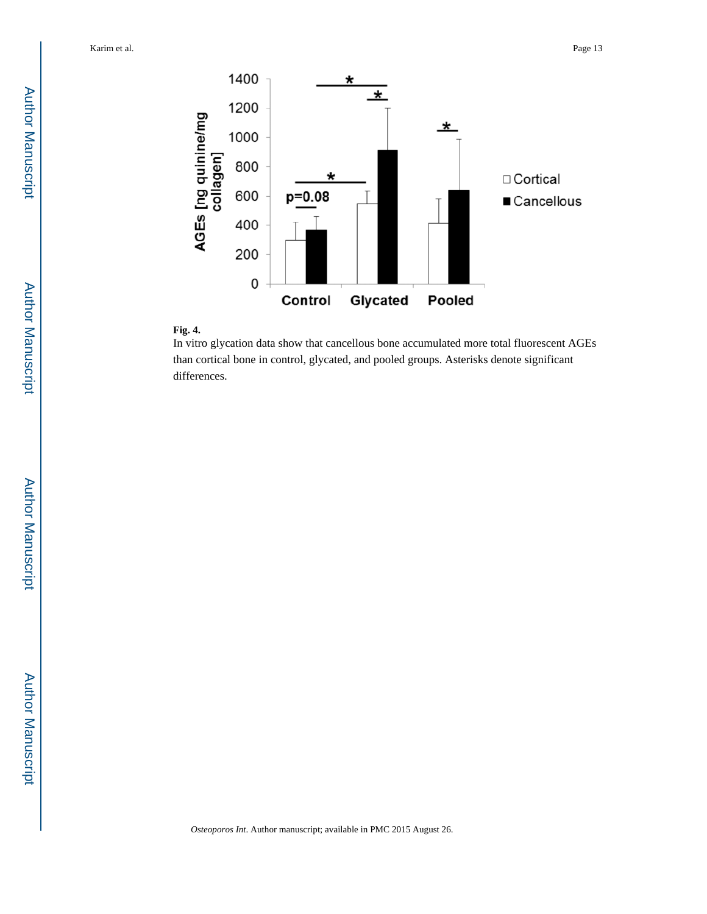AGEs [ng quinine/mg collagen]

1400
1200
1000
800
600
400
200
0

Control
Glycated
Pooled

p=0.08

*

*

*

*

□ Cortical
■ Cancellous

**Fig. 4.**

In vitro glycation data show that cancellous bone accumulated more total fluorescent AGEs than cortical bone in control, glycated, and pooled groups. Asterisks denote significant differences.